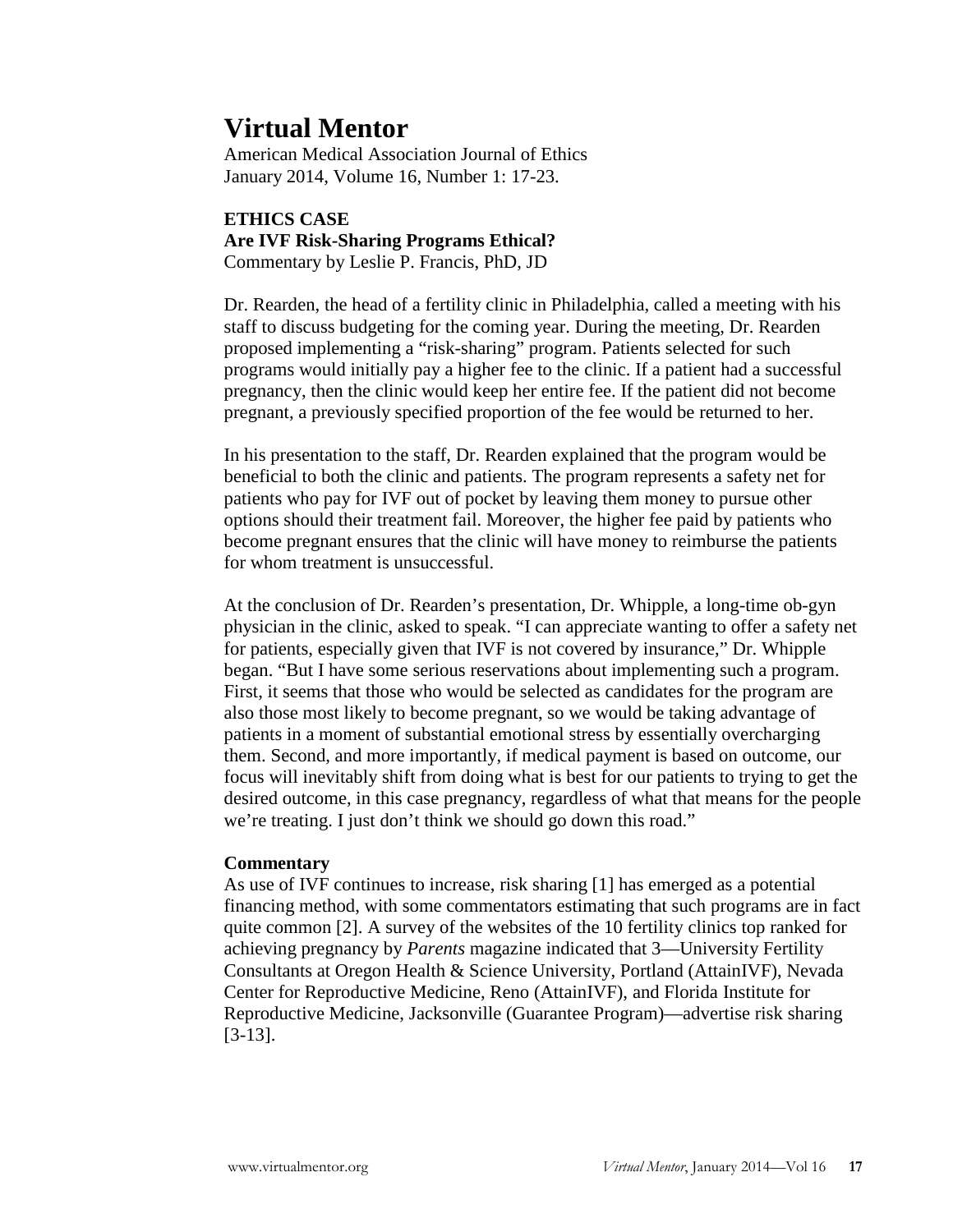# Virtual Mentor

American Medical Association Journal of Ethics
January 2014, Volume 16, Number 1: 17-23.

**ETHICS CASE**
**Are IVF Risk-Sharing Programs Ethical?**
Commentary by Leslie P. Francis, PhD, JD

Dr. Rearden, the head of a fertility clinic in Philadelphia, called a meeting with his staff to discuss budgeting for the coming year. During the meeting, Dr. Rearden proposed implementing a "risk-sharing" program. Patients selected for such programs would initially pay a higher fee to the clinic. If a patient had a successful pregnancy, then the clinic would keep her entire fee. If the patient did not become pregnant, a previously specified proportion of the fee would be returned to her.

In his presentation to the staff, Dr. Rearden explained that the program would be beneficial to both the clinic and patients. The program represents a safety net for patients who pay for IVF out of pocket by leaving them money to pursue other options should their treatment fail. Moreover, the higher fee paid by patients who become pregnant ensures that the clinic will have money to reimburse the patients for whom treatment is unsuccessful.

At the conclusion of Dr. Rearden's presentation, Dr. Whipple, a long-time ob-gyn physician in the clinic, asked to speak. "I can appreciate wanting to offer a safety net for patients, especially given that IVF is not covered by insurance," Dr. Whipple began. "But I have some serious reservations about implementing such a program. First, it seems that those who would be selected as candidates for the program are also those most likely to become pregnant, so we would be taking advantage of patients in a moment of substantial emotional stress by essentially overcharging them. Second, and more importantly, if medical payment is based on outcome, our focus will inevitably shift from doing what is best for our patients to trying to get the desired outcome, in this case pregnancy, regardless of what that means for the people we're treating. I just don't think we should go down this road."

**Commentary**

As use of IVF continues to increase, risk sharing [1] has emerged as a potential financing method, with some commentators estimating that such programs are in fact quite common [2]. A survey of the websites of the 10 fertility clinics top ranked for achieving pregnancy by *Parents* magazine indicated that 3—University Fertility Consultants at Oregon Health & Science University, Portland (AttainIVF), Nevada Center for Reproductive Medicine, Reno (AttainIVF), and Florida Institute for Reproductive Medicine, Jacksonville (Guarantee Program)—advertise risk sharing [3-13].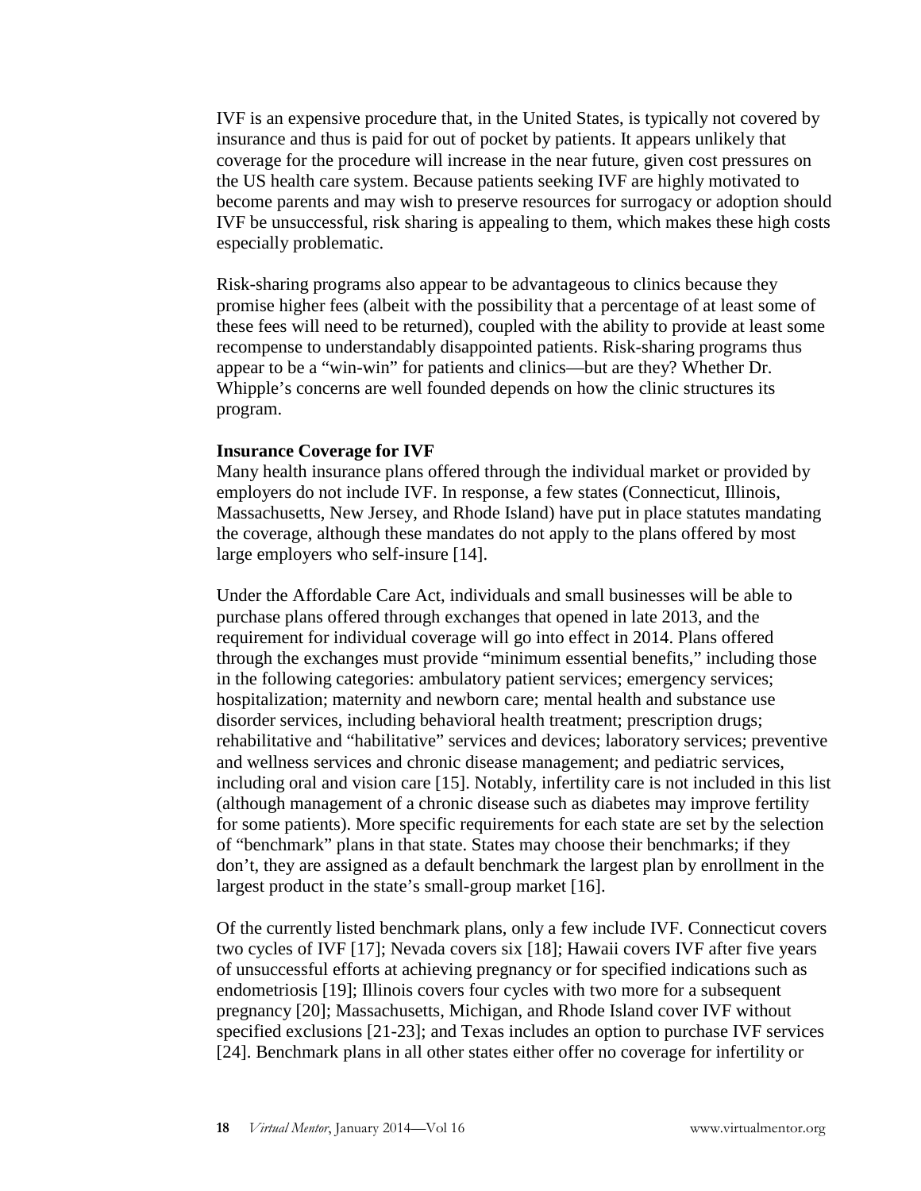IVF is an expensive procedure that, in the United States, is typically not covered by insurance and thus is paid for out of pocket by patients. It appears unlikely that coverage for the procedure will increase in the near future, given cost pressures on the US health care system. Because patients seeking IVF are highly motivated to become parents and may wish to preserve resources for surrogacy or adoption should IVF be unsuccessful, risk sharing is appealing to them, which makes these high costs especially problematic.

Risk-sharing programs also appear to be advantageous to clinics because they promise higher fees (albeit with the possibility that a percentage of at least some of these fees will need to be returned), coupled with the ability to provide at least some recompense to understandably disappointed patients. Risk-sharing programs thus appear to be a "win-win" for patients and clinics—but are they? Whether Dr. Whipple's concerns are well founded depends on how the clinic structures its program.

**Insurance Coverage for IVF**

Many health insurance plans offered through the individual market or provided by employers do not include IVF. In response, a few states (Connecticut, Illinois, Massachusetts, New Jersey, and Rhode Island) have put in place statutes mandating the coverage, although these mandates do not apply to the plans offered by most large employers who self-insure [14].

Under the Affordable Care Act, individuals and small businesses will be able to purchase plans offered through exchanges that opened in late 2013, and the requirement for individual coverage will go into effect in 2014. Plans offered through the exchanges must provide "minimum essential benefits," including those in the following categories: ambulatory patient services; emergency services; hospitalization; maternity and newborn care; mental health and substance use disorder services, including behavioral health treatment; prescription drugs; rehabilitative and "habilitative" services and devices; laboratory services; preventive and wellness services and chronic disease management; and pediatric services, including oral and vision care [15]. Notably, infertility care is not included in this list (although management of a chronic disease such as diabetes may improve fertility for some patients). More specific requirements for each state are set by the selection of "benchmark" plans in that state. States may choose their benchmarks; if they don't, they are assigned as a default benchmark the largest plan by enrollment in the largest product in the state's small-group market [16].

Of the currently listed benchmark plans, only a few include IVF. Connecticut covers two cycles of IVF [17]; Nevada covers six [18]; Hawaii covers IVF after five years of unsuccessful efforts at achieving pregnancy or for specified indications such as endometriosis [19]; Illinois covers four cycles with two more for a subsequent pregnancy [20]; Massachusetts, Michigan, and Rhode Island cover IVF without specified exclusions [21-23]; and Texas includes an option to purchase IVF services [24]. Benchmark plans in all other states either offer no coverage for infertility or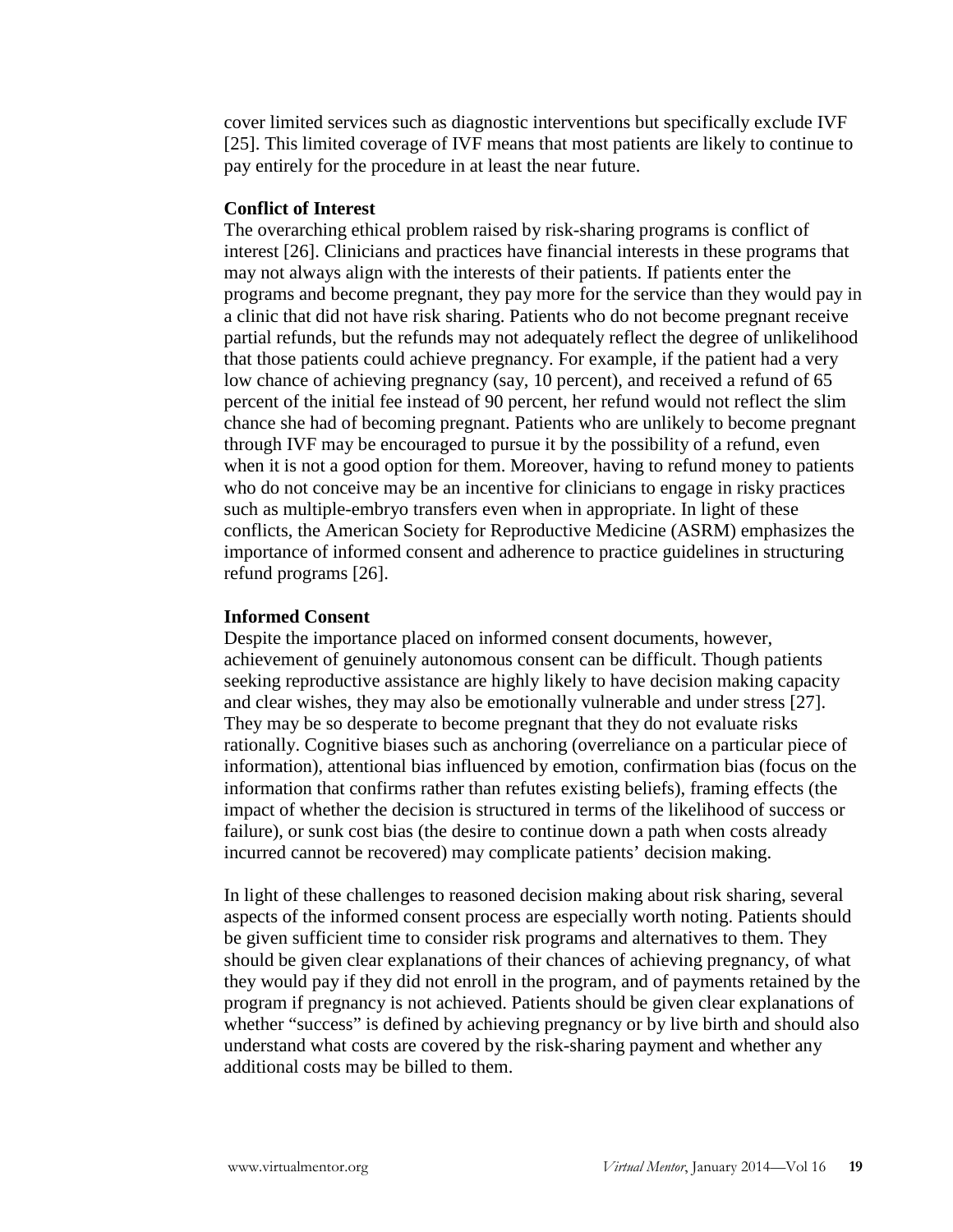cover limited services such as diagnostic interventions but specifically exclude IVF [25]. This limited coverage of IVF means that most patients are likely to continue to pay entirely for the procedure in at least the near future.

**Conflict of Interest**

The overarching ethical problem raised by risk-sharing programs is conflict of interest [26]. Clinicians and practices have financial interests in these programs that may not always align with the interests of their patients. If patients enter the programs and become pregnant, they pay more for the service than they would pay in a clinic that did not have risk sharing. Patients who do not become pregnant receive partial refunds, but the refunds may not adequately reflect the degree of unlikelihood that those patients could achieve pregnancy. For example, if the patient had a very low chance of achieving pregnancy (say, 10 percent), and received a refund of 65 percent of the initial fee instead of 90 percent, her refund would not reflect the slim chance she had of becoming pregnant. Patients who are unlikely to become pregnant through IVF may be encouraged to pursue it by the possibility of a refund, even when it is not a good option for them. Moreover, having to refund money to patients who do not conceive may be an incentive for clinicians to engage in risky practices such as multiple-embryo transfers even when in appropriate. In light of these conflicts, the American Society for Reproductive Medicine (ASRM) emphasizes the importance of informed consent and adherence to practice guidelines in structuring refund programs [26].

**Informed Consent**

Despite the importance placed on informed consent documents, however, achievement of genuinely autonomous consent can be difficult. Though patients seeking reproductive assistance are highly likely to have decision making capacity and clear wishes, they may also be emotionally vulnerable and under stress [27]. They may be so desperate to become pregnant that they do not evaluate risks rationally. Cognitive biases such as anchoring (overreliance on a particular piece of information), attentional bias influenced by emotion, confirmation bias (focus on the information that confirms rather than refutes existing beliefs), framing effects (the impact of whether the decision is structured in terms of the likelihood of success or failure), or sunk cost bias (the desire to continue down a path when costs already incurred cannot be recovered) may complicate patients' decision making.

In light of these challenges to reasoned decision making about risk sharing, several aspects of the informed consent process are especially worth noting. Patients should be given sufficient time to consider risk programs and alternatives to them. They should be given clear explanations of their chances of achieving pregnancy, of what they would pay if they did not enroll in the program, and of payments retained by the program if pregnancy is not achieved. Patients should be given clear explanations of whether "success" is defined by achieving pregnancy or by live birth and should also understand what costs are covered by the risk-sharing payment and whether any additional costs may be billed to them.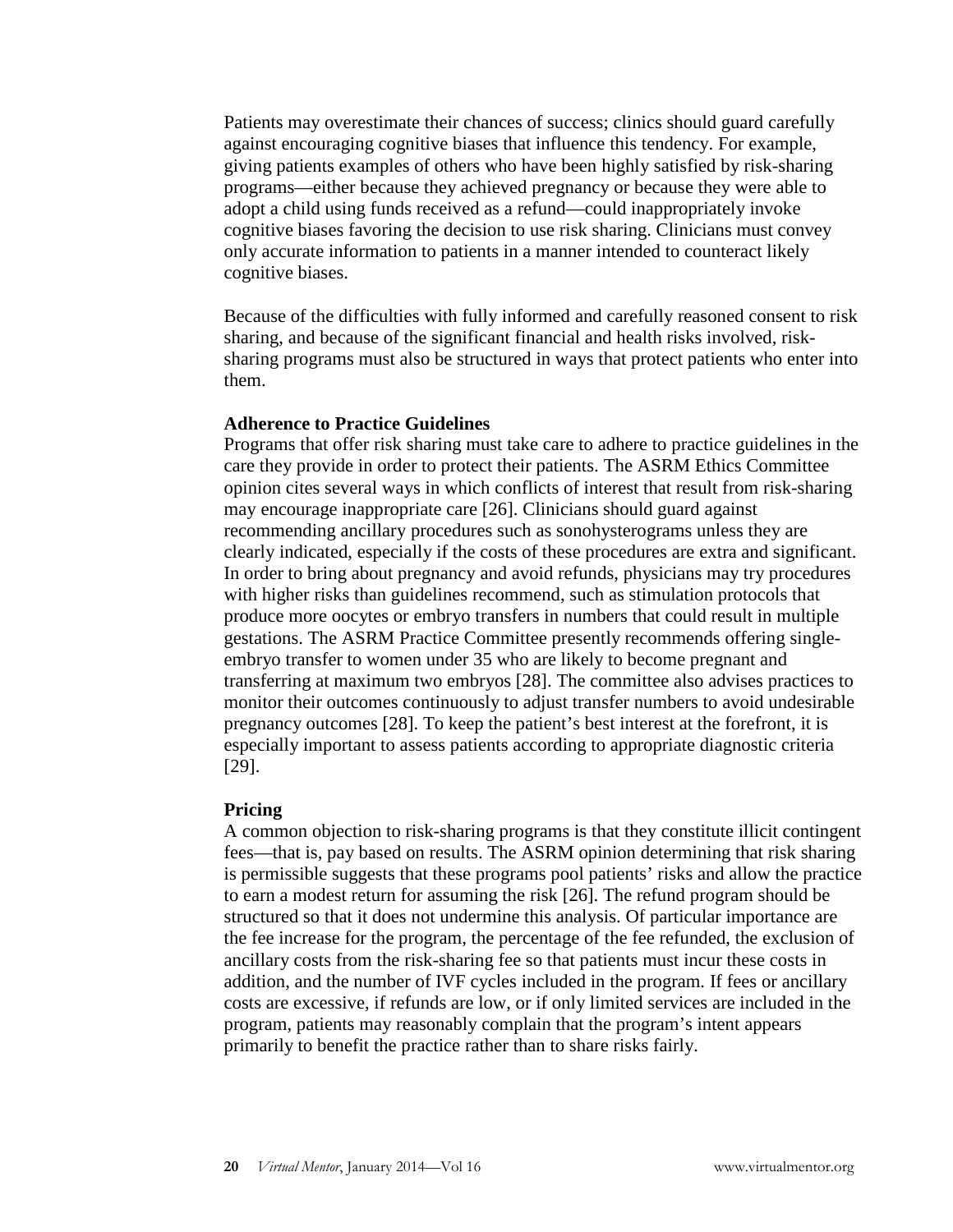Patients may overestimate their chances of success; clinics should guard carefully against encouraging cognitive biases that influence this tendency. For example, giving patients examples of others who have been highly satisfied by risk-sharing programs—either because they achieved pregnancy or because they were able to adopt a child using funds received as a refund—could inappropriately invoke cognitive biases favoring the decision to use risk sharing. Clinicians must convey only accurate information to patients in a manner intended to counteract likely cognitive biases.

Because of the difficulties with fully informed and carefully reasoned consent to risk sharing, and because of the significant financial and health risks involved, risk-sharing programs must also be structured in ways that protect patients who enter into them.

**Adherence to Practice Guidelines**

Programs that offer risk sharing must take care to adhere to practice guidelines in the care they provide in order to protect their patients. The ASRM Ethics Committee opinion cites several ways in which conflicts of interest that result from risk-sharing may encourage inappropriate care [26]. Clinicians should guard against recommending ancillary procedures such as sonohysterograms unless they are clearly indicated, especially if the costs of these procedures are extra and significant. In order to bring about pregnancy and avoid refunds, physicians may try procedures with higher risks than guidelines recommend, such as stimulation protocols that produce more oocytes or embryo transfers in numbers that could result in multiple gestations. The ASRM Practice Committee presently recommends offering single-embryo transfer to women under 35 who are likely to become pregnant and transferring at maximum two embryos [28]. The committee also advises practices to monitor their outcomes continuously to adjust transfer numbers to avoid undesirable pregnancy outcomes [28]. To keep the patient's best interest at the forefront, it is especially important to assess patients according to appropriate diagnostic criteria [29].

**Pricing**

A common objection to risk-sharing programs is that they constitute illicit contingent fees—that is, pay based on results. The ASRM opinion determining that risk sharing is permissible suggests that these programs pool patients' risks and allow the practice to earn a modest return for assuming the risk [26]. The refund program should be structured so that it does not undermine this analysis. Of particular importance are the fee increase for the program, the percentage of the fee refunded, the exclusion of ancillary costs from the risk-sharing fee so that patients must incur these costs in addition, and the number of IVF cycles included in the program. If fees or ancillary costs are excessive, if refunds are low, or if only limited services are included in the program, patients may reasonably complain that the program's intent appears primarily to benefit the practice rather than to share risks fairly.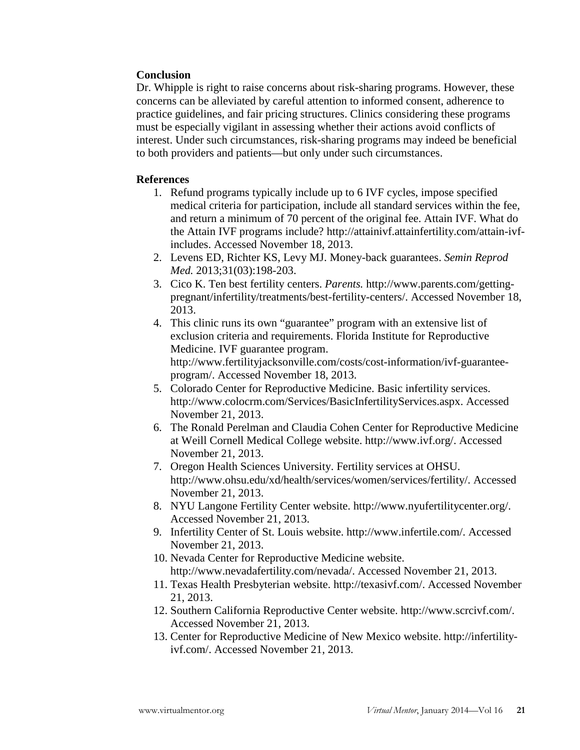## Conclusion

Dr. Whipple is right to raise concerns about risk-sharing programs. However, these concerns can be alleviated by careful attention to informed consent, adherence to practice guidelines, and fair pricing structures. Clinics considering these programs must be especially vigilant in assessing whether their actions avoid conflicts of interest. Under such circumstances, risk-sharing programs may indeed be beneficial to both providers and patients—but only under such circumstances.

## References

1. Refund programs typically include up to 6 IVF cycles, impose specified medical criteria for participation, include all standard services within the fee, and return a minimum of 70 percent of the original fee. Attain IVF. What do the Attain IVF programs include? http://attainivf.attainfertility.com/attain-ivf-includes. Accessed November 18, 2013.
2. Levens ED, Richter KS, Levy MJ. Money-back guarantees. *Semin Reprod Med.* 2013;31(03):198-203.
3. Cico K. Ten best fertility centers. *Parents.* http://www.parents.com/getting-pregnant/infertility/treatments/best-fertility-centers/. Accessed November 18, 2013.
4. This clinic runs its own "guarantee" program with an extensive list of exclusion criteria and requirements. Florida Institute for Reproductive Medicine. IVF guarantee program. http://www.fertilityjacksonville.com/costs/cost-information/ivf-guarantee-program/. Accessed November 18, 2013.
5. Colorado Center for Reproductive Medicine. Basic infertility services. http://www.colocrm.com/Services/BasicInfertilityServices.aspx. Accessed November 21, 2013.
6. The Ronald Perelman and Claudia Cohen Center for Reproductive Medicine at Weill Cornell Medical College website. http://www.ivf.org/. Accessed November 21, 2013.
7. Oregon Health Sciences University. Fertility services at OHSU. http://www.ohsu.edu/xd/health/services/women/services/fertility/. Accessed November 21, 2013.
8. NYU Langone Fertility Center website. http://www.nyufertilitycenter.org/. Accessed November 21, 2013.
9. Infertility Center of St. Louis website. http://www.infertile.com/. Accessed November 21, 2013.
10. Nevada Center for Reproductive Medicine website. http://www.nevadafertility.com/nevada/. Accessed November 21, 2013.
11. Texas Health Presbyterian website. http://texasivf.com/. Accessed November 21, 2013.
12. Southern California Reproductive Center website. http://www.scrcivf.com/. Accessed November 21, 2013.
13. Center for Reproductive Medicine of New Mexico website. http://infertility-ivf.com/. Accessed November 21, 2013.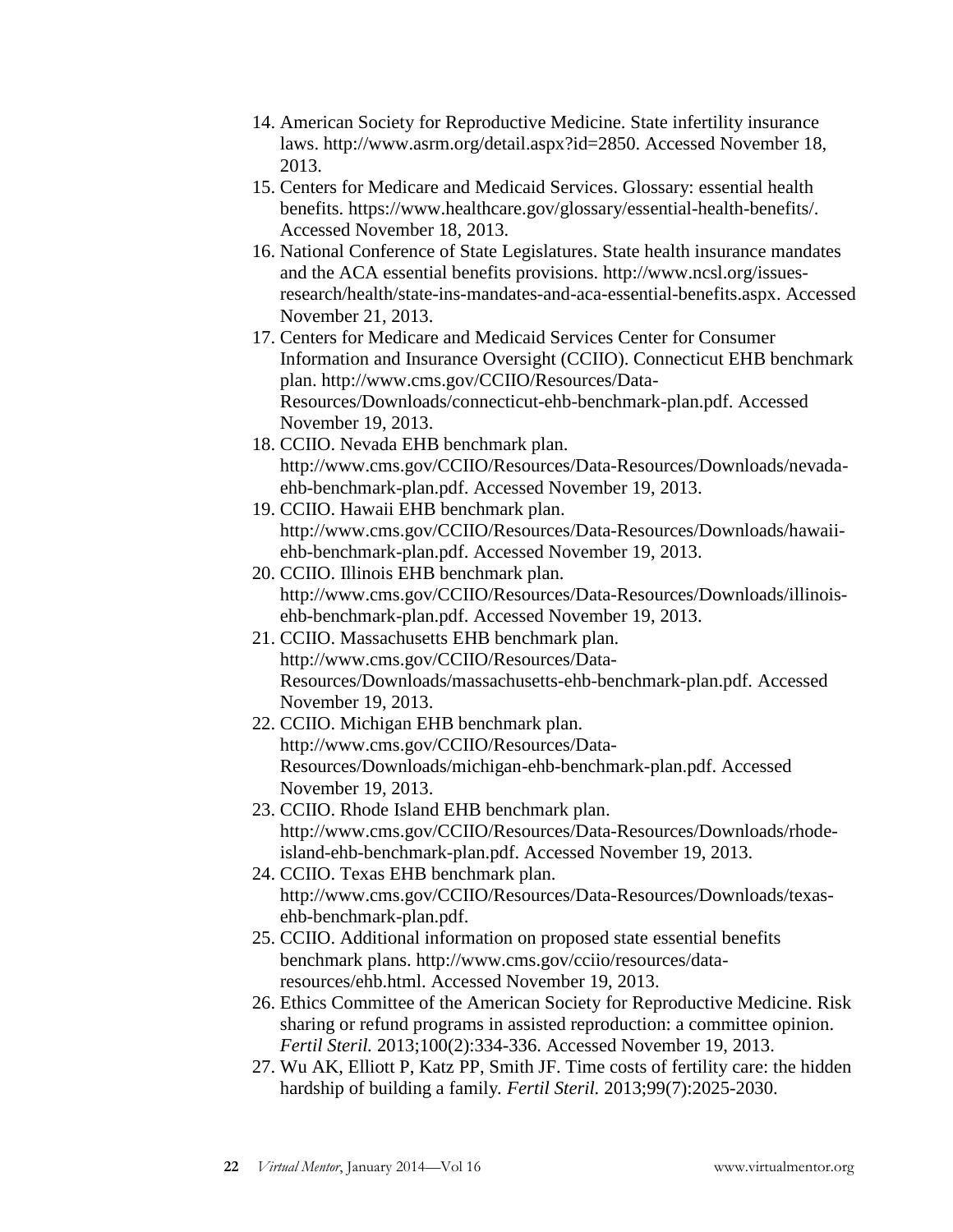14. American Society for Reproductive Medicine. State infertility insurance laws. http://www.asrm.org/detail.aspx?id=2850. Accessed November 18, 2013.
15. Centers for Medicare and Medicaid Services. Glossary: essential health benefits. https://www.healthcare.gov/glossary/essential-health-benefits/. Accessed November 18, 2013.
16. National Conference of State Legislatures. State health insurance mandates and the ACA essential benefits provisions. http://www.ncsl.org/issues-research/health/state-ins-mandates-and-aca-essential-benefits.aspx. Accessed November 21, 2013.
17. Centers for Medicare and Medicaid Services Center for Consumer Information and Insurance Oversight (CCIIO). Connecticut EHB benchmark plan. http://www.cms.gov/CCIIO/Resources/Data-Resources/Downloads/connecticut-ehb-benchmark-plan.pdf. Accessed November 19, 2013.
18. CCIIO. Nevada EHB benchmark plan. http://www.cms.gov/CCIIO/Resources/Data-Resources/Downloads/nevada-ehb-benchmark-plan.pdf. Accessed November 19, 2013.
19. CCIIO. Hawaii EHB benchmark plan. http://www.cms.gov/CCIIO/Resources/Data-Resources/Downloads/hawaii-ehb-benchmark-plan.pdf. Accessed November 19, 2013.
20. CCIIO. Illinois EHB benchmark plan. http://www.cms.gov/CCIIO/Resources/Data-Resources/Downloads/illinois-ehb-benchmark-plan.pdf. Accessed November 19, 2013.
21. CCIIO. Massachusetts EHB benchmark plan. http://www.cms.gov/CCIIO/Resources/Data-Resources/Downloads/massachusetts-ehb-benchmark-plan.pdf. Accessed November 19, 2013.
22. CCIIO. Michigan EHB benchmark plan. http://www.cms.gov/CCIIO/Resources/Data-Resources/Downloads/michigan-ehb-benchmark-plan.pdf. Accessed November 19, 2013.
23. CCIIO. Rhode Island EHB benchmark plan. http://www.cms.gov/CCIIO/Resources/Data-Resources/Downloads/rhode-island-ehb-benchmark-plan.pdf. Accessed November 19, 2013.
24. CCIIO. Texas EHB benchmark plan. http://www.cms.gov/CCIIO/Resources/Data-Resources/Downloads/texas-ehb-benchmark-plan.pdf.
25. CCIIO. Additional information on proposed state essential benefits benchmark plans. http://www.cms.gov/cciio/resources/data-resources/ehb.html. Accessed November 19, 2013.
26. Ethics Committee of the American Society for Reproductive Medicine. Risk sharing or refund programs in assisted reproduction: a committee opinion. *Fertil Steril.* 2013;100(2):334-336. Accessed November 19, 2013.
27. Wu AK, Elliott P, Katz PP, Smith JF. Time costs of fertility care: the hidden hardship of building a family. *Fertil Steril.* 2013;99(7):2025-2030.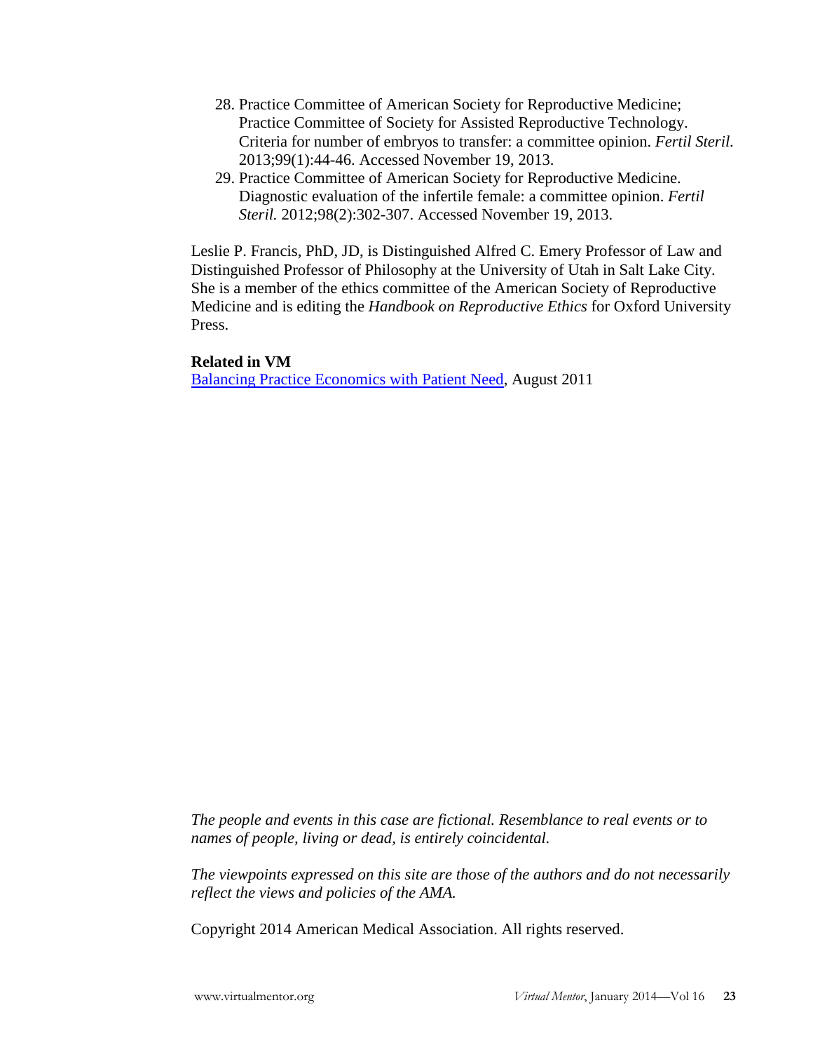28. Practice Committee of American Society for Reproductive Medicine; Practice Committee of Society for Assisted Reproductive Technology. Criteria for number of embryos to transfer: a committee opinion. *Fertil Steril.* 2013;99(1):44-46. Accessed November 19, 2013.
29. Practice Committee of American Society for Reproductive Medicine. Diagnostic evaluation of the infertile female: a committee opinion. *Fertil Steril.* 2012;98(2):302-307. Accessed November 19, 2013.

Leslie P. Francis, PhD, JD, is Distinguished Alfred C. Emery Professor of Law and Distinguished Professor of Philosophy at the University of Utah in Salt Lake City. She is a member of the ethics committee of the American Society of Reproductive Medicine and is editing the *Handbook on Reproductive Ethics* for Oxford University Press.

**Related in VM**

Balancing Practice Economics with Patient Need, August 2011

*The people and events in this case are fictional. Resemblance to real events or to names of people, living or dead, is entirely coincidental.*

*The viewpoints expressed on this site are those of the authors and do not necessarily reflect the views and policies of the AMA.*

Copyright 2014 American Medical Association. All rights reserved.